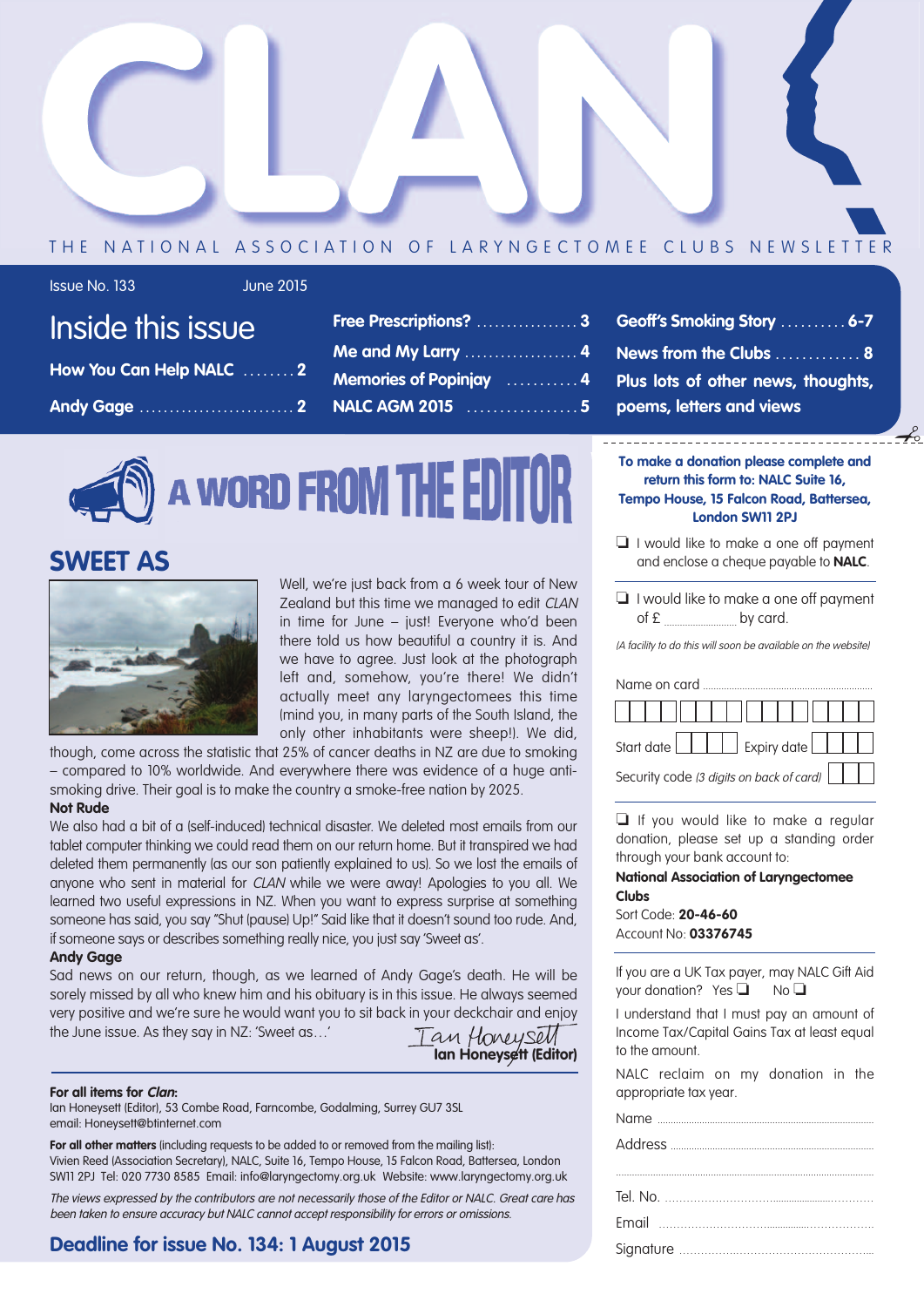# CLAN

THE NATIONAL ASSOCIATION OF LARYNGECTOMEE CLUBS NEWSLETTER

Issue No. 133 June 2015

## Inside this issue

- How You Can Help NALC ........ 2
- Andy Gage .......................... 2
- Free Prescriptions? ................. 3
- Me and My Larry ................... 4
- Memories of Popinjay ........... 4
- NALC AGM 2015 ................. 5
- Geoff's Smoking Story .......... 6-7
- News from the Clubs ............. 8
- Plus lots of other news, thoughts, poems, letters and views

## A WORD FROM THE EDITOR

### SWEET AS

Well, we're just back from a 6 week tour of New Zealand but this time we managed to edit *CLAN* in time for June – just! Everyone who'd been there told us how beautiful a country it is. And we have to agree. Just look at the photograph left and, somehow, you're there! We didn't actually meet any laryngectomees this time (mind you, in many parts of the South Island, the only other inhabitants were sheep!). We did, though, come across the statistic that 25% of cancer deaths in NZ are due to smoking – compared to 10% worldwide. And everywhere there was evidence of a huge anti-smoking drive. Their goal is to make the country a smoke-free nation by 2025.

**Not Rude**

We also had a bit of a (self-induced) technical disaster. We deleted most emails from our tablet computer thinking we could read them on our return home. But it transpired we had deleted them permanently (as our son patiently explained to us). So we lost the emails of anyone who sent in material for *CLAN* while we were away! Apologies to you all. We learned two useful expressions in NZ. When you want to express surprise at something someone has said, you say "Shut (pause) Up!" Said like that it doesn't sound too rude. And, if someone says or describes something really nice, you just say 'Sweet as'.

**Andy Gage**

Sad news on our return, though, as we learned of Andy Gage's death. He will be sorely missed by all who knew him and his obituary is in this issue. He always seemed very positive and we're sure he would want you to sit back in your deckchair and enjoy the June issue. As they say in NZ: 'Sweet as…'

*Ian Honeysett*
**Ian Honeysett (Editor)**

**For all items for *Clan*:**
Ian Honeysett (Editor), 53 Combe Road, Farncombe, Godalming, Surrey GU7 3SL
email: Honeysett@btinternet.com

**For all other matters** (including requests to be added to or removed from the mailing list):
Vivien Reed (Association Secretary), NALC, Suite 16, Tempo House, 15 Falcon Road, Battersea, London SW11 2PJ Tel: 020 7730 8585 Email: info@laryngectomy.org.uk Website: www.laryngectomy.org.uk

*The views expressed by the contributors are not necessarily those of the Editor or NALC. Great care has been taken to ensure accuracy but NALC cannot accept responsibility for errors or omissions.*

**Deadline for issue No. 134: 1 August 2015**

---

**To make a donation please complete and return this form to: NALC Suite 16, Tempo House, 15 Falcon Road, Battersea, London SW11 2PJ**

❑ I would like to make a one off payment and enclose a cheque payable to **NALC**.

❑ I would like to make a one off payment of £ .................. by card.

*(A facility to do this will soon be available on the website)*

Name on card ..................

Start date | | | | | Expiry date | | | | |

Security code *(3 digits on back of card)* | | | |

❑ If you would like to make a regular donation, please set up a standing order through your bank account to:

**National Association of Laryngectomee Clubs**
Sort Code: **20-46-60**
Account No: **03376745**

If you are a UK Tax payer, may NALC Gift Aid your donation? Yes ❑ No ❑

I understand that I must pay an amount of Income Tax/Capital Gains Tax at least equal to the amount.

NALC reclaim on my donation in the appropriate tax year.

Name ..................

Address ..................

..................

Tel. No. ..................

Email ..................

Signature ..................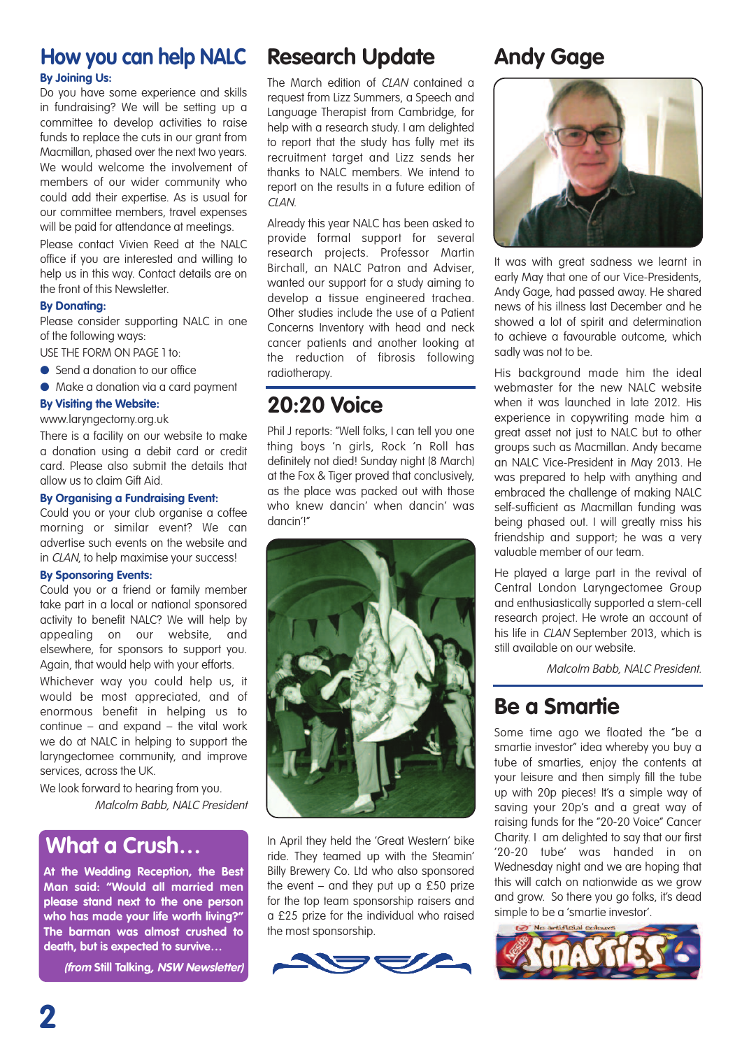## How you can help NALC

### By Joining Us:

Do you have some experience and skills in fundraising? We will be setting up a committee to develop activities to raise funds to replace the cuts in our grant from Macmillan, phased over the next two years. We would welcome the involvement of members of our wider community who could add their expertise. As is usual for our committee members, travel expenses will be paid for attendance at meetings.

Please contact Vivien Reed at the NALC office if you are interested and willing to help us in this way. Contact details are on the front of this Newsletter.

### By Donating:

Please consider supporting NALC in one of the following ways:

USE THE FORM ON PAGE 1 to:

- Send a donation to our office
- Make a donation via a card payment

### By Visiting the Website:

www.laryngectomy.org.uk

There is a facility on our website to make a donation using a debit card or credit card. Please also submit the details that allow us to claim Gift Aid.

### By Organising a Fundraising Event:

Could you or your club organise a coffee morning or similar event? We can advertise such events on the website and in *CLAN*, to help maximise your success!

### By Sponsoring Events:

Could you or a friend or family member take part in a local or national sponsored activity to benefit NALC? We will help by appealing on our website, and elsewhere, for sponsors to support you. Again, that would help with your efforts.

Whichever way you could help us, it would be most appreciated, and of enormous benefit in helping us to continue – and expand – the vital work we do at NALC in helping to support the laryngectomee community, and improve services, across the UK.

We look forward to hearing from you.

*Malcolm Babb, NALC President*

## What a Crush…

**At the Wedding Reception, the Best Man said: "Would all married men please stand next to the one person who has made your life worth living?" The barman was almost crushed to death, but is expected to survive…**

***(from* Still Talking*, NSW Newsletter)***

## Research Update

The March edition of *CLAN* contained a request from Lizz Summers, a Speech and Language Therapist from Cambridge, for help with a research study. I am delighted to report that the study has fully met its recruitment target and Lizz sends her thanks to NALC members. We intend to report on the results in a future edition of *CLAN*.

Already this year NALC has been asked to provide formal support for several research projects. Professor Martin Birchall, an NALC Patron and Adviser, wanted our support for a study aiming to develop a tissue engineered trachea. Other studies include the use of a Patient Concerns Inventory with head and neck cancer patients and another looking at the reduction of fibrosis following radiotherapy.

## 20:20 Voice

Phil J reports: "Well folks, I can tell you one thing boys 'n girls, Rock 'n Roll has definitely not died! Sunday night (8 March) at the Fox & Tiger proved that conclusively, as the place was packed out with those who knew dancin' when dancin' was dancin'!"

In April they held the 'Great Western' bike ride. They teamed up with the Steamin' Billy Brewery Co. Ltd who also sponsored the event – and they put up a £50 prize for the top team sponsorship raisers and a £25 prize for the individual who raised the most sponsorship.

## Andy Gage

It was with great sadness we learnt in early May that one of our Vice-Presidents, Andy Gage, had passed away. He shared news of his illness last December and he showed a lot of spirit and determination to achieve a favourable outcome, which sadly was not to be.

His background made him the ideal webmaster for the new NALC website when it was launched in late 2012. His experience in copywriting made him a great asset not just to NALC but to other groups such as Macmillan. Andy became an NALC Vice-President in May 2013. He was prepared to help with anything and embraced the challenge of making NALC self-sufficient as Macmillan funding was being phased out. I will greatly miss his friendship and support; he was a very valuable member of our team.

He played a large part in the revival of Central London Laryngectomee Group and enthusiastically supported a stem-cell research project. He wrote an account of his life in *CLAN* September 2013, which is still available on our website.

*Malcolm Babb, NALC President.*

## Be a Smartie

Some time ago we floated the "be a smartie investor" idea whereby you buy a tube of smarties, enjoy the contents at your leisure and then simply fill the tube up with 20p pieces! It's a simple way of saving your 20p's and a great way of raising funds for the "20-20 Voice" Cancer Charity. I am delighted to say that our first '20-20 tube' was handed in on Wednesday night and we are hoping that this will catch on nationwide as we grow and grow. So there you go folks, it's dead simple to be a 'smartie investor'.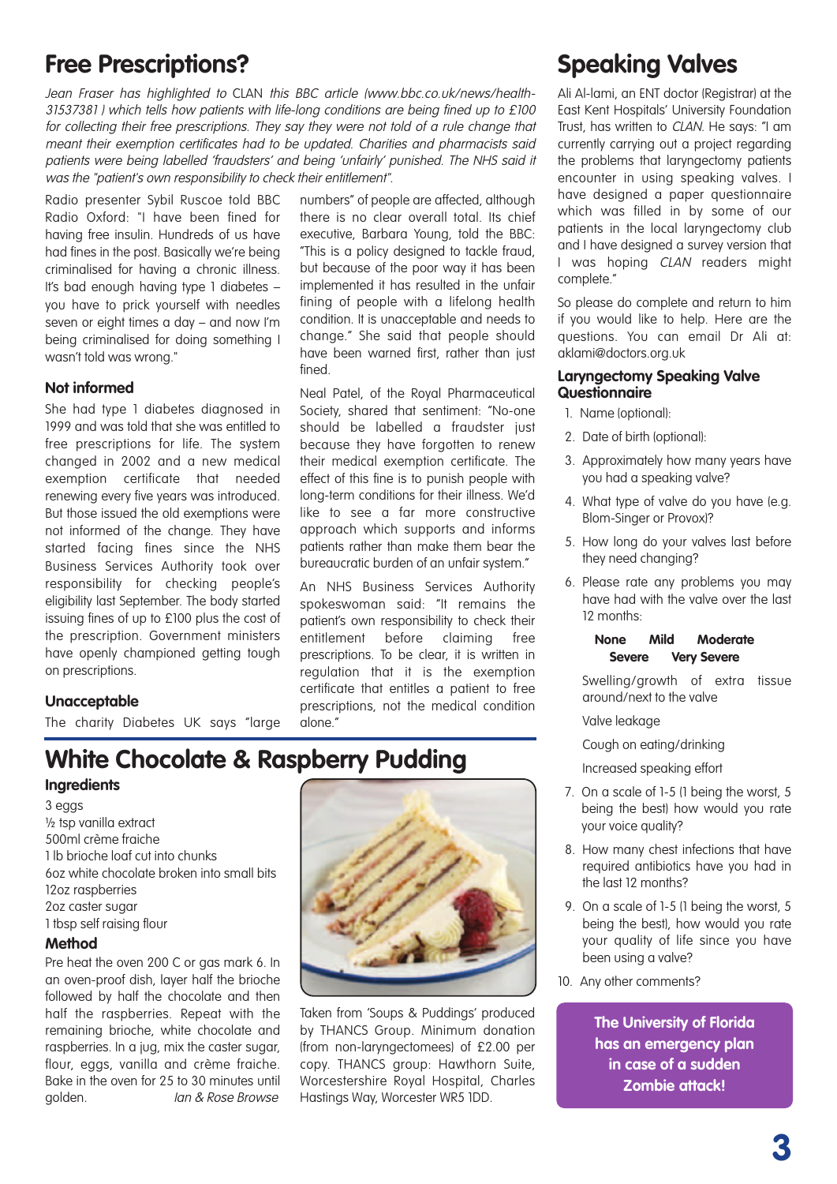## Free Prescriptions?

*Jean Fraser has highlighted to* CLAN *this BBC article (www.bbc.co.uk/news/health-31537381 ) which tells how patients with life-long conditions are being fined up to £100 for collecting their free prescriptions. They say they were not told of a rule change that meant their exemption certificates had to be updated. Charities and pharmacists said patients were being labelled 'fraudsters' and being 'unfairly' punished. The NHS said it was the "patient's own responsibility to check their entitlement".*

Radio presenter Sybil Ruscoe told BBC Radio Oxford: "I have been fined for having free insulin. Hundreds of us have had fines in the post. Basically we're being criminalised for having a chronic illness. It's bad enough having type 1 diabetes – you have to prick yourself with needles seven or eight times a day – and now I'm being criminalised for doing something I wasn't told was wrong."

### Not informed

She had type 1 diabetes diagnosed in 1999 and was told that she was entitled to free prescriptions for life. The system changed in 2002 and a new medical exemption certificate that needed renewing every five years was introduced. But those issued the old exemptions were not informed of the change. They have started facing fines since the NHS Business Services Authority took over responsibility for checking people's eligibility last September. The body started issuing fines of up to £100 plus the cost of the prescription. Government ministers have openly championed getting tough on prescriptions.

### Unacceptable

The charity Diabetes UK says "large numbers" of people are affected, although there is no clear overall total. Its chief executive, Barbara Young, told the BBC: "This is a policy designed to tackle fraud, but because of the poor way it has been implemented it has resulted in the unfair fining of people with a lifelong health condition. It is unacceptable and needs to change." She said that people should have been warned first, rather than just fined.

Neal Patel, of the Royal Pharmaceutical Society, shared that sentiment: "No-one should be labelled a fraudster just because they have forgotten to renew their medical exemption certificate. The effect of this fine is to punish people with long-term conditions for their illness. We'd like to see a far more constructive approach which supports and informs patients rather than make them bear the bureaucratic burden of an unfair system."

An NHS Business Services Authority spokeswoman said: "It remains the patient's own responsibility to check their entitlement before claiming free prescriptions. To be clear, it is written in regulation that it is the exemption certificate that entitles a patient to free prescriptions, not the medical condition alone."

## White Chocolate & Raspberry Pudding

### Ingredients

3 eggs
½ tsp vanilla extract
500ml crème fraiche
1 lb brioche loaf cut into chunks
6oz white chocolate broken into small bits
12oz raspberries
2oz caster sugar
1 tbsp self raising flour

### Method

Pre heat the oven 200 C or gas mark 6. In an oven-proof dish, layer half the brioche followed by half the chocolate and then half the raspberries. Repeat with the remaining brioche, white chocolate and raspberries. In a jug, mix the caster sugar, flour, eggs, vanilla and crème fraiche. Bake in the oven for 25 to 30 minutes until golden.

*Ian & Rose Browse*

Taken from 'Soups & Puddings' produced by THANCS Group. Minimum donation (from non-laryngectomees) of £2.00 per copy. THANCS group: Hawthorn Suite, Worcestershire Royal Hospital, Charles Hastings Way, Worcester WR5 1DD.

## Speaking Valves

Ali Al-lami, an ENT doctor (Registrar) at the East Kent Hospitals' University Foundation Trust, has written to *CLAN*. He says: "I am currently carrying out a project regarding the problems that laryngectomy patients encounter in using speaking valves. I have designed a paper questionnaire which was filled in by some of our patients in the local laryngectomy club and I have designed a survey version that I was hoping *CLAN* readers might complete."

So please do complete and return to him if you would like to help. Here are the questions. You can email Dr Ali at: aklami@doctors.org.uk

### Laryngectomy Speaking Valve Questionnaire

1. Name (optional):
2. Date of birth (optional):
3. Approximately how many years have you had a speaking valve?
4. What type of valve do you have (e.g. Blom-Singer or Provox)?
5. How long do your valves last before they need changing?
6. Please rate any problems you may have had with the valve over the last 12 months:

   **None Mild Moderate Severe Very Severe**

   Swelling/growth of extra tissue around/next to the valve

   Valve leakage

   Cough on eating/drinking

   Increased speaking effort
7. On a scale of 1-5 (1 being the worst, 5 being the best) how would you rate your voice quality?
8. How many chest infections that have required antibiotics have you had in the last 12 months?
9. On a scale of 1-5 (1 being the worst, 5 being the best), how would you rate your quality of life since you have been using a valve?
10. Any other comments?

**The University of Florida has an emergency plan in case of a sudden Zombie attack!**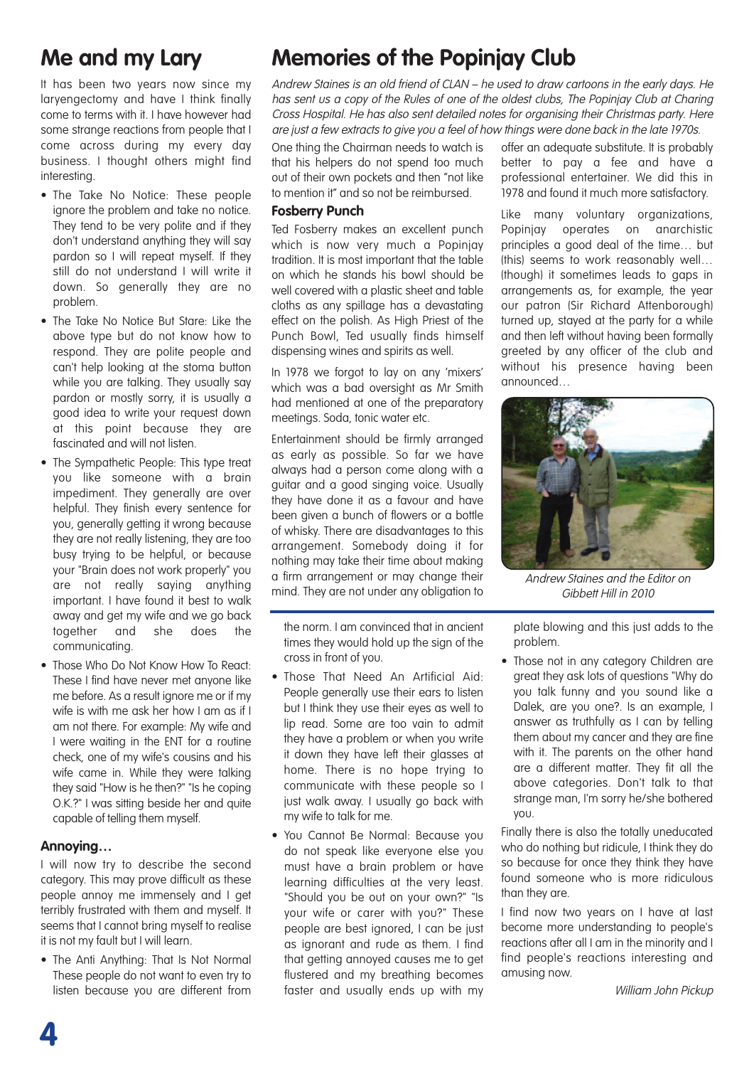# Me and my Lary

It has been two years now since my laryengectomy and have I think finally come to terms with it. I have however had some strange reactions from people that I come across during my every day business. I thought others might find interesting.

- The Take No Notice: These people ignore the problem and take no notice. They tend to be very polite and if they don't understand anything they will say pardon so I will repeat myself. If they still do not understand I will write it down. So generally they are no problem.
- The Take No Notice But Stare: Like the above type but do not know how to respond. They are polite people and can't help looking at the stoma button while you are talking. They usually say pardon or mostly sorry, it is usually a good idea to write your request down at this point because they are fascinated and will not listen.
- The Sympathetic People: This type treat you like someone with a brain impediment. They generally are over helpful. They finish every sentence for you, generally getting it wrong because they are not really listening, they are too busy trying to be helpful, or because your "Brain does not work properly" you are not really saying anything important. I have found it best to walk away and get my wife and we go back together and she does the communicating.
- Those Who Do Not Know How To React: These I find have never met anyone like me before. As a result ignore me or if my wife is with me ask her how I am as if I am not there. For example: My wife and I were waiting in the ENT for a routine check, one of my wife's cousins and his wife came in. While they were talking they said "How is he then?" "Is he coping O.K.?" I was sitting beside her and quite capable of telling them myself.

### Annoying…

I will now try to describe the second category. This may prove difficult as these people annoy me immensely and I get terribly frustrated with them and myself. It seems that I cannot bring myself to realise it is not my fault but I will learn.

- The Anti Anything: That Is Not Normal These people do not want to even try to listen because you are different from the norm. I am convinced that in ancient times they would hold up the sign of the cross in front of you.
- Those That Need An Artificial Aid: People generally use their ears to listen but I think they use their eyes as well to lip read. Some are too vain to admit they have a problem or when you write it down they have left their glasses at home. There is no hope trying to communicate with these people so I just walk away. I usually go back with my wife to talk for me.
- You Cannot Be Normal: Because you do not speak like everyone else you must have a brain problem or have learning difficulties at the very least. "Should you be out on your own?" "Is your wife or carer with you?" These people are best ignored, I can be just as ignorant and rude as them. I find that getting annoyed causes me to get flustered and my breathing becomes faster and usually ends up with my plate blowing and this just adds to the problem.
- Those not in any category Children are great they ask lots of questions "Why do you talk funny and you sound like a Dalek, are you one?. Is an example, I answer as truthfully as I can by telling them about my cancer and they are fine with it. The parents on the other hand are a different matter. They fit all the above categories. Don't talk to that strange man, I'm sorry he/she bothered you.

Finally there is also the totally uneducated who do nothing but ridicule, I think they do so because for once they think they have found someone who is more ridiculous than they are.

I find now two years on I have at last become more understanding to people's reactions after all I am in the minority and I find people's reactions interesting and amusing now.

*William John Pickup*

# Memories of the Popinjay Club

*Andrew Staines is an old friend of CLAN – he used to draw cartoons in the early days. He has sent us a copy of the Rules of one of the oldest clubs, The Popinjay Club at Charing Cross Hospital. He has also sent detailed notes for organising their Christmas party. Here are just a few extracts to give you a feel of how things were done back in the late 1970s.*

One thing the Chairman needs to watch is that his helpers do not spend too much out of their own pockets and then "not like to mention it" and so not be reimbursed.

### Fosberry Punch

Ted Fosberry makes an excellent punch which is now very much a Popinjay tradition. It is most important that the table on which he stands his bowl should be well covered with a plastic sheet and table cloths as any spillage has a devastating effect on the polish. As High Priest of the Punch Bowl, Ted usually finds himself dispensing wines and spirits as well.

In 1978 we forgot to lay on any 'mixers' which was a bad oversight as Mr Smith had mentioned at one of the preparatory meetings. Soda, tonic water etc.

Entertainment should be firmly arranged as early as possible. So far we have always had a person come along with a guitar and a good singing voice. Usually they have done it as a favour and have been given a bunch of flowers or a bottle of whisky. There are disadvantages to this arrangement. Somebody doing it for nothing may take their time about making a firm arrangement or may change their mind. They are not under any obligation to offer an adequate substitute. It is probably better to pay a fee and have a professional entertainer. We did this in 1978 and found it much more satisfactory.

Like many voluntary organizations, Popinjay operates on anarchistic principles a good deal of the time… but (this) seems to work reasonably well… (though) it sometimes leads to gaps in arrangements as, for example, the year our patron (Sir Richard Attenborough) turned up, stayed at the party for a while and then left without having been formally greeted by any officer of the club and without his presence having been announced…

*Andrew Staines and the Editor on Gibbett Hill in 2010*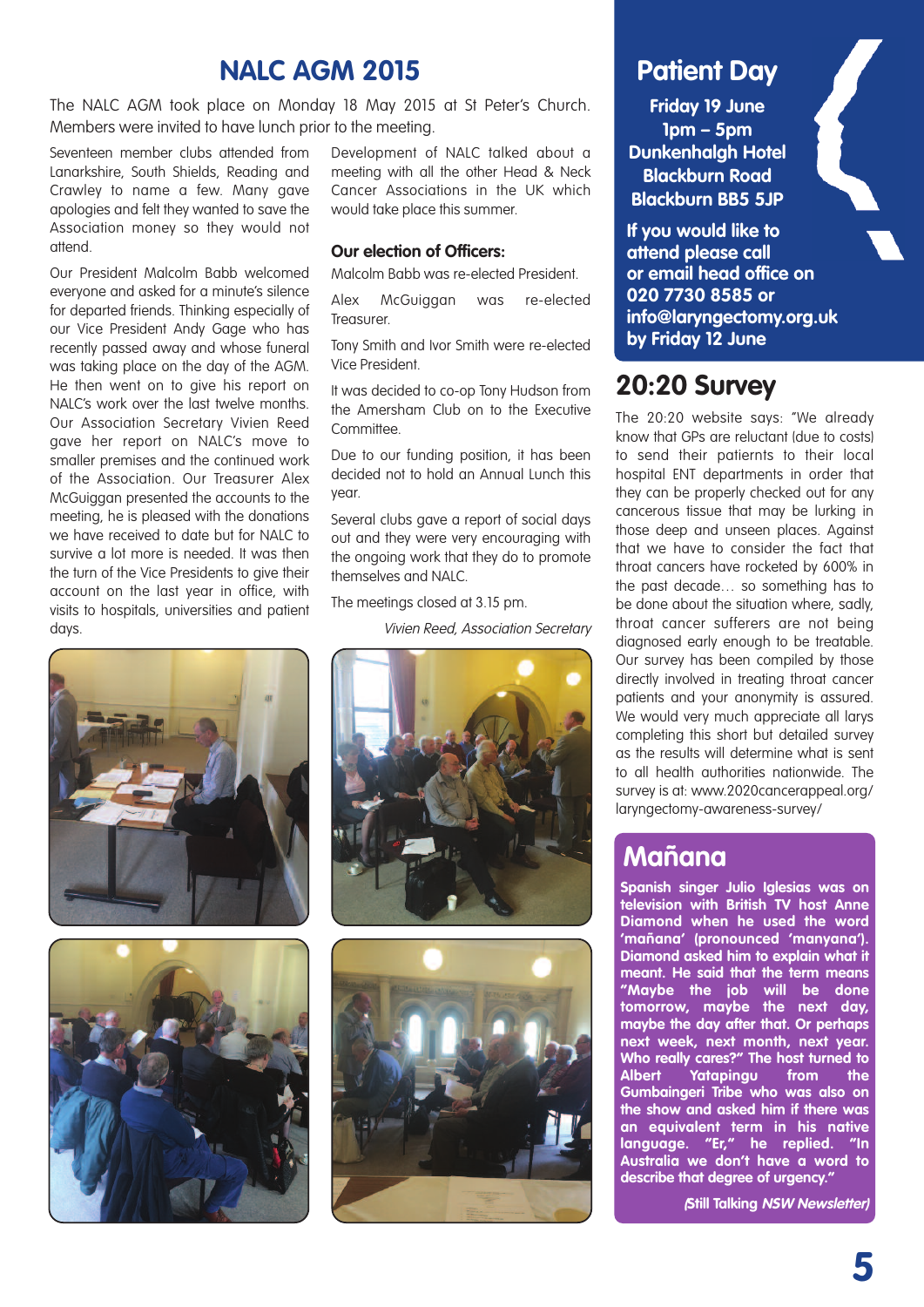# NALC AGM 2015

The NALC AGM took place on Monday 18 May 2015 at St Peter's Church. Members were invited to have lunch prior to the meeting.

Seventeen member clubs attended from Lanarkshire, South Shields, Reading and Crawley to name a few. Many gave apologies and felt they wanted to save the Association money so they would not attend.

Our President Malcolm Babb welcomed everyone and asked for a minute's silence for departed friends. Thinking especially of our Vice President Andy Gage who has recently passed away and whose funeral was taking place on the day of the AGM. He then went on to give his report on NALC's work over the last twelve months. Our Association Secretary Vivien Reed gave her report on NALC's move to smaller premises and the continued work of the Association. Our Treasurer Alex McGuiggan presented the accounts to the meeting, he is pleased with the donations we have received to date but for NALC to survive a lot more is needed. It was then the turn of the Vice Presidents to give their account on the last year in office, with visits to hospitals, universities and patient days.

Development of NALC talked about a meeting with all the other Head & Neck Cancer Associations in the UK which would take place this summer.

### Our election of Officers:

Malcolm Babb was re-elected President.

Alex McGuiggan was re-elected Treasurer.

Tony Smith and Ivor Smith were re-elected Vice President.

It was decided to co-op Tony Hudson from the Amersham Club on to the Executive Committee.

Due to our funding position, it has been decided not to hold an Annual Lunch this year.

Several clubs gave a report of social days out and they were very encouraging with the ongoing work that they do to promote themselves and NALC.

The meetings closed at 3.15 pm.

*Vivien Reed, Association Secretary*

# Patient Day

**Friday 19 June**
**1pm – 5pm**
**Dunkenhalgh Hotel**
**Blackburn Road**
**Blackburn BB5 5JP**

**If you would like to attend please call or email head office on 020 7730 8585 or info@laryngectomy.org.uk by Friday 12 June**

# 20:20 Survey

The 20:20 website says: "We already know that GPs are reluctant (due to costs) to send their patiernts to their local hospital ENT departments in order that they can be properly checked out for any cancerous tissue that may be lurking in those deep and unseen places. Against that we have to consider the fact that throat cancers have rocketed by 600% in the past decade… so something has to be done about the situation where, sadly, throat cancer sufferers are not being diagnosed early enough to be treatable. Our survey has been compiled by those directly involved in treating throat cancer patients and your anonymity is assured. We would very much appreciate all larys completing this short but detailed survey as the results will determine what is sent to all health authorities nationwide. The survey is at: www.2020cancerappeal.org/laryngectomy-awareness-survey/

# Mañana

**Spanish singer Julio Iglesias was on television with British TV host Anne Diamond when he used the word 'mañana' (pronounced 'manyana'). Diamond asked him to explain what it meant. He said that the term means "Maybe the job will be done tomorrow, maybe the next day, maybe the day after that. Or perhaps next week, next month, next year. Who really cares?" The host turned to Albert Yatapingu from the Gumbaingeri Tribe who was also on the show and asked him if there was an equivalent term in his native language. "Er," he replied. "In Australia we don't have a word to describe that degree of urgency."**

**(Still Talking *NSW Newsletter*)**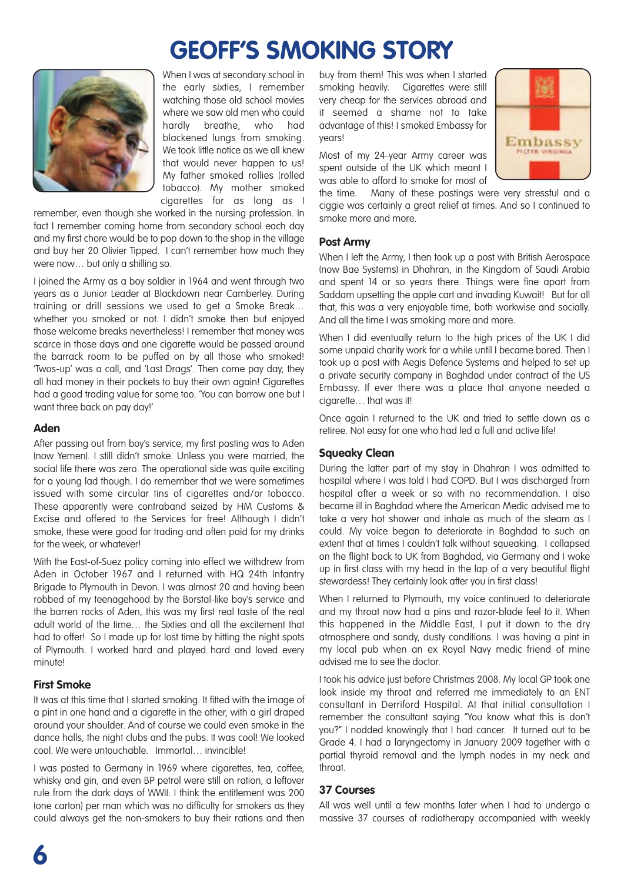# GEOFF'S SMOKING STORY

When I was at secondary school in the early sixties, I remember watching those old school movies where we saw old men who could hardly breathe, who had blackened lungs from smoking. We took little notice as we all knew that would never happen to us! My father smoked rollies (rolled tobacco). My mother smoked cigarettes for as long as I remember, even though she worked in the nursing profession. In fact I remember coming home from secondary school each day and my first chore would be to pop down to the shop in the village and buy her 20 Olivier Tipped. I can't remember how much they were now… but only a shilling so.

I joined the Army as a boy soldier in 1964 and went through two years as a Junior Leader at Blackdown near Camberley. During training or drill sessions we used to get a Smoke Break… whether you smoked or not. I didn't smoke then but enjoyed those welcome breaks nevertheless! I remember that money was scarce in those days and one cigarette would be passed around the barrack room to be puffed on by all those who smoked! 'Twos-up' was a call, and 'Last Drags'. Then come pay day, they all had money in their pockets to buy their own again! Cigarettes had a good trading value for some too. 'You can borrow one but I want three back on pay day!'

### Aden

After passing out from boy's service, my first posting was to Aden (now Yemen). I still didn't smoke. Unless you were married, the social life there was zero. The operational side was quite exciting for a young lad though. I do remember that we were sometimes issued with some circular tins of cigarettes and/or tobacco. These apparently were contraband seized by HM Customs & Excise and offered to the Services for free! Although I didn't smoke, these were good for trading and often paid for my drinks for the week, or whatever!

With the East-of-Suez policy coming into effect we withdrew from Aden in October 1967 and I returned with HQ 24th Infantry Brigade to Plymouth in Devon. I was almost 20 and having been robbed of my teenagehood by the Borstal-like boy's service and the barren rocks of Aden, this was my first real taste of the real adult world of the time… the Sixties and all the excitement that had to offer! So I made up for lost time by hitting the night spots of Plymouth. I worked hard and played hard and loved every minute!

### First Smoke

It was at this time that I started smoking. It fitted with the image of a pint in one hand and a cigarette in the other, with a girl draped around your shoulder. And of course we could even smoke in the dance halls, the night clubs and the pubs. It was cool! We looked cool. We were untouchable. Immortal… invincible!

I was posted to Germany in 1969 where cigarettes, tea, coffee, whisky and gin, and even BP petrol were still on ration, a leftover rule from the dark days of WWII. I think the entitlement was 200 (one carton) per man which was no difficulty for smokers as they could always get the non-smokers to buy their rations and then buy from them! This was when I started smoking heavily. Cigarettes were still very cheap for the services abroad and it seemed a shame not to take advantage of this! I smoked Embassy for years!

Most of my 24-year Army career was spent outside of the UK which meant I was able to afford to smoke for most of the time. Many of these postings were very stressful and a ciggie was certainly a great relief at times. And so I continued to smoke more and more.

### Post Army

When I left the Army, I then took up a post with British Aerospace (now Bae Systems) in Dhahran, in the Kingdom of Saudi Arabia and spent 14 or so years there. Things were fine apart from Saddam upsetting the apple cart and invading Kuwait! But for all that, this was a very enjoyable time, both workwise and socially. And all the time I was smoking more and more.

When I did eventually return to the high prices of the UK I did some unpaid charity work for a while until I became bored. Then I took up a post with Aegis Defence Systems and helped to set up a private security company in Baghdad under contract of the US Embassy. If ever there was a place that anyone needed a cigarette… that was it!

Once again I returned to the UK and tried to settle down as a retiree. Not easy for one who had led a full and active life!

### Squeaky Clean

During the latter part of my stay in Dhahran I was admitted to hospital where I was told I had COPD. But I was discharged from hospital after a week or so with no recommendation. I also became ill in Baghdad where the American Medic advised me to take a very hot shower and inhale as much of the steam as I could. My voice began to deteriorate in Baghdad to such an extent that at times I couldn't talk without squeaking. I collapsed on the flight back to UK from Baghdad, via Germany and I woke up in first class with my head in the lap of a very beautiful flight stewardess! They certainly look after you in first class!

When I returned to Plymouth, my voice continued to deteriorate and my throat now had a pins and razor-blade feel to it. When this happened in the Middle East, I put it down to the dry atmosphere and sandy, dusty conditions. I was having a pint in my local pub when an ex Royal Navy medic friend of mine advised me to see the doctor.

I took his advice just before Christmas 2008. My local GP took one look inside my throat and referred me immediately to an ENT consultant in Derriford Hospital. At that initial consultation I remember the consultant saying "You know what this is don't you?" I nodded knowingly that I had cancer. It turned out to be Grade 4. I had a laryngectomy in January 2009 together with a partial thyroid removal and the lymph nodes in my neck and throat.

### 37 Courses

All was well until a few months later when I had to undergo a massive 37 courses of radiotherapy accompanied with weekly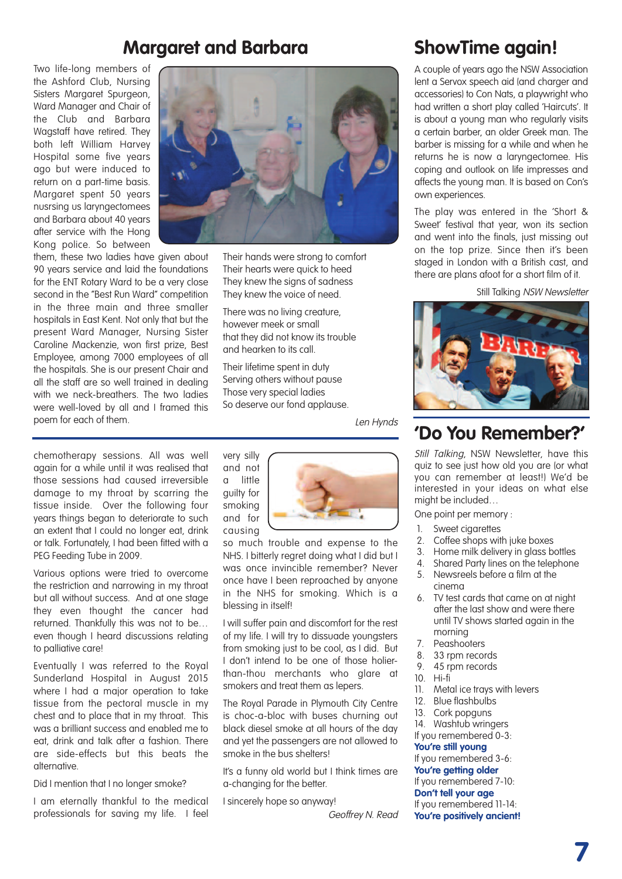## Margaret and Barbara

Two life-long members of the Ashford Club, Nursing Sisters Margaret Spurgeon, Ward Manager and Chair of the Club and Barbara Wagstaff have retired. They both left William Harvey Hospital some five years ago but were induced to return on a part-time basis. Margaret spent 50 years nusrsing us laryngectomees and Barbara about 40 years after service with the Hong Kong police. So between them, these two ladies have given about 90 years service and laid the foundations for the ENT Rotary Ward to be a very close second in the "Best Run Ward" competition in the three main and three smaller hospitals in East Kent. Not only that but the present Ward Manager, Nursing Sister Caroline Mackenzie, won first prize, Best Employee, among 7000 employees of all the hospitals. She is our present Chair and all the staff are so well trained in dealing with we neck-breathers. The two ladies were well-loved by all and I framed this poem for each of them.

Their hands were strong to comfort
Their hearts were quick to heed
They knew the signs of sadness
They knew the voice of need.

There was no living creature,
however meek or small
that they did not know its trouble
and hearken to its call.

Their lifetime spent in duty
Serving others without pause
Those very special ladies
So deserve our fond applause.

*Len Hynds*

---

chemotherapy sessions. All was well again for a while until it was realised that those sessions had caused irreversible damage to my throat by scarring the tissue inside. Over the following four years things began to deteriorate to such an extent that I could no longer eat, drink or talk. Fortunately, I had been fitted with a PEG Feeding Tube in 2009.

Various options were tried to overcome the restriction and narrowing in my throat but all without success. And at one stage they even thought the cancer had returned. Thankfully this was not to be… even though I heard discussions relating to palliative care!

Eventually I was referred to the Royal Sunderland Hospital in August 2015 where I had a major operation to take tissue from the pectoral muscle in my chest and to place that in my throat. This was a brilliant success and enabled me to eat, drink and talk after a fashion. There are side-effects but this beats the alternative.

Did I mention that I no longer smoke?

I am eternally thankful to the medical professionals for saving my life. I feel very silly and not a little guilty for smoking and for causing so much trouble and expense to the NHS. I bitterly regret doing what I did but I was once invincible remember? Never once have I been reproached by anyone in the NHS for smoking. Which is a blessing in itself!

I will suffer pain and discomfort for the rest of my life. I will try to dissuade youngsters from smoking just to be cool, as I did. But I don't intend to be one of those holier-than-thou merchants who glare at smokers and treat them as lepers.

The Royal Parade in Plymouth City Centre is choc-a-bloc with buses churning out black diesel smoke at all hours of the day and yet the passengers are not allowed to smoke in the bus shelters!

It's a funny old world but I think times are a-changing for the better.

I sincerely hope so anyway!

*Geoffrey N. Read*

## ShowTime again!

A couple of years ago the NSW Association lent a Servox speech aid (and charger and accessories) to Con Nats, a playwright who had written a short play called 'Haircuts'. It is about a young man who regularly visits a certain barber, an older Greek man. The barber is missing for a while and when he returns he is now a laryngectomee. His coping and outlook on life impresses and affects the young man. It is based on Con's own experiences.

The play was entered in the 'Short & Sweet' festival that year, won its section and went into the finals, just missing out on the top prize. Since then it's been staged in London with a British cast, and there are plans afoot for a short film of it.

Still Talking *NSW Newsletter*

## 'Do You Remember?'

*Still Talking*, NSW Newsletter, have this quiz to see just how old you are (or what you can remember at least!) We'd be interested in your ideas on what else might be included…

One point per memory :

1. Sweet cigarettes
2. Coffee shops with juke boxes
3. Home milk delivery in glass bottles
4. Shared Party lines on the telephone
5. Newsreels before a film at the cinema
6. TV test cards that came on at night after the last show and were there until TV shows started again in the morning
7. Peashooters
8. 33 rpm records
9. 45 rpm records
10. Hi-fi
11. Metal ice trays with levers
12. Blue flashbulbs
13. Cork popguns
14. Washtub wringers

If you remembered 0-3:
**You're still young**
If you remembered 3-6:
**You're getting older**
If you remembered 7-10:
**Don't tell your age**
If you remembered 11-14:
**You're positively ancient!**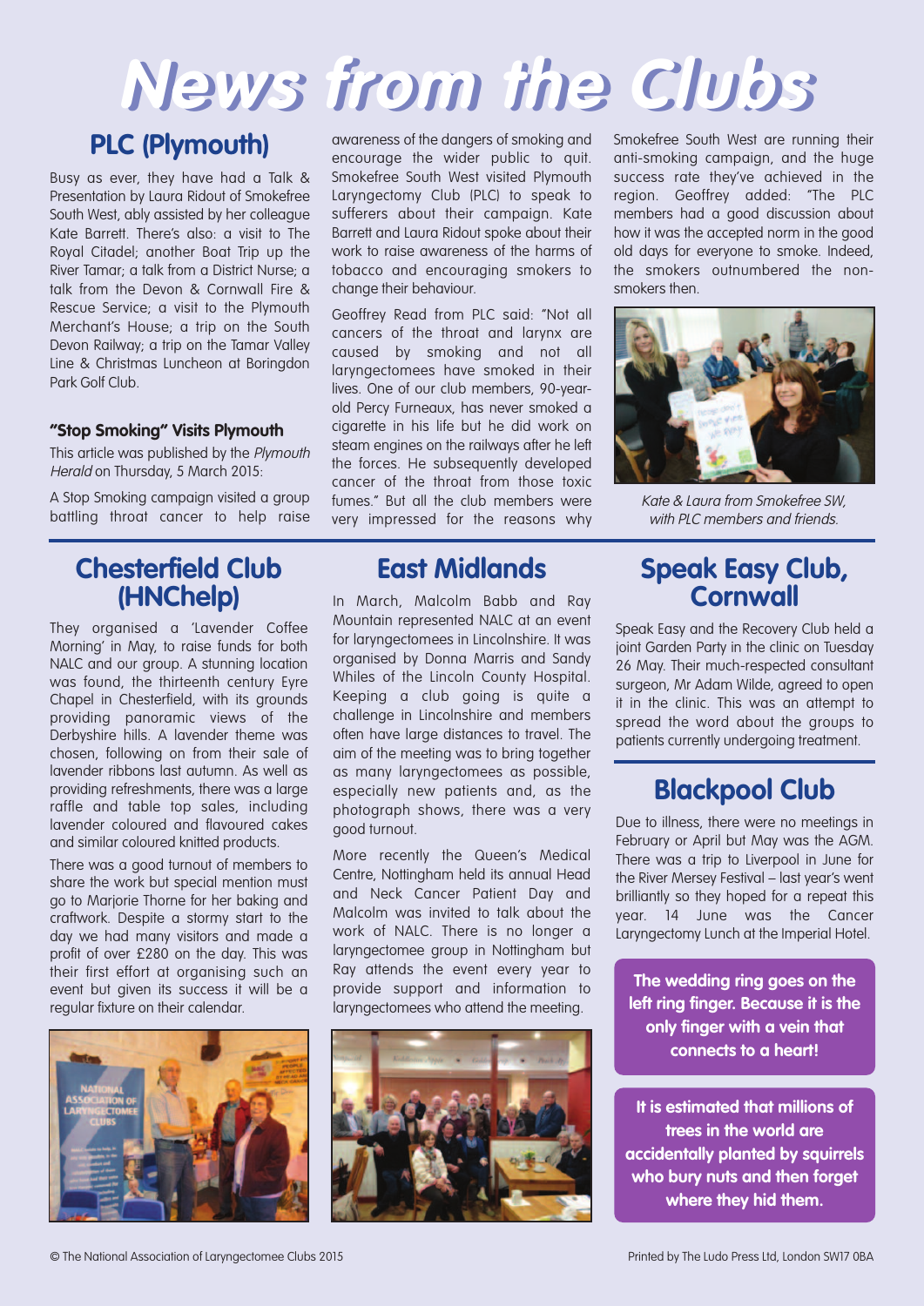# News from the Clubs

## PLC (Plymouth)

Busy as ever, they have had a Talk & Presentation by Laura Ridout of Smokefree South West, ably assisted by her colleague Kate Barrett. There's also: a visit to The Royal Citadel; another Boat Trip up the River Tamar; a talk from a District Nurse; a talk from the Devon & Cornwall Fire & Rescue Service; a visit to the Plymouth Merchant's House; a trip on the South Devon Railway; a trip on the Tamar Valley Line & Christmas Luncheon at Boringdon Park Golf Club.

### "Stop Smoking" Visits Plymouth

This article was published by the *Plymouth Herald* on Thursday, 5 March 2015:

A Stop Smoking campaign visited a group battling throat cancer to help raise awareness of the dangers of smoking and encourage the wider public to quit. Smokefree South West visited Plymouth Laryngectomy Club (PLC) to speak to sufferers about their campaign. Kate Barrett and Laura Ridout spoke about their work to raise awareness of the harms of tobacco and encouraging smokers to change their behaviour.

Geoffrey Read from PLC said: "Not all cancers of the throat and larynx are caused by smoking and not all laryngectomees have smoked in their lives. One of our club members, 90-year-old Percy Furneaux, has never smoked a cigarette in his life but he did work on steam engines on the railways after he left the forces. He subsequently developed cancer of the throat from those toxic fumes." But all the club members were very impressed for the reasons why Smokefree South West are running their anti-smoking campaign, and the huge success rate they've achieved in the region. Geoffrey added: "The PLC members had a good discussion about how it was the accepted norm in the good old days for everyone to smoke. Indeed, the smokers outnumbered the non-smokers then.

*Kate & Laura from Smokefree SW, with PLC members and friends.*

## Chesterfield Club (HNChelp)

They organised a 'Lavender Coffee Morning' in May, to raise funds for both NALC and our group. A stunning location was found, the thirteenth century Eyre Chapel in Chesterfield, with its grounds providing panoramic views of the Derbyshire hills. A lavender theme was chosen, following on from their sale of lavender ribbons last autumn. As well as providing refreshments, there was a large raffle and table top sales, including lavender coloured and flavoured cakes and similar coloured knitted products.

There was a good turnout of members to share the work but special mention must go to Marjorie Thorne for her baking and craftwork. Despite a stormy start to the day we had many visitors and made a profit of over £280 on the day. This was their first effort at organising such an event but given its success it will be a regular fixture on their calendar.

## East Midlands

In March, Malcolm Babb and Ray Mountain represented NALC at an event for laryngectomees in Lincolnshire. It was organised by Donna Marris and Sandy Whiles of the Lincoln County Hospital. Keeping a club going is quite a challenge in Lincolnshire and members often have large distances to travel. The aim of the meeting was to bring together as many laryngectomees as possible, especially new patients and, as the photograph shows, there was a very good turnout.

More recently the Queen's Medical Centre, Nottingham held its annual Head and Neck Cancer Patient Day and Malcolm was invited to talk about the work of NALC. There is no longer a laryngectomee group in Nottingham but Ray attends the event every year to provide support and information to laryngectomees who attend the meeting.

## Speak Easy Club, Cornwall

Speak Easy and the Recovery Club held a joint Garden Party in the clinic on Tuesday 26 May. Their much-respected consultant surgeon, Mr Adam Wilde, agreed to open it in the clinic. This was an attempt to spread the word about the groups to patients currently undergoing treatment.

## Blackpool Club

Due to illness, there were no meetings in February or April but May was the AGM. There was a trip to Liverpool in June for the River Mersey Festival – last year's went brilliantly so they hoped for a repeat this year. 14 June was the Cancer Laryngectomy Lunch at the Imperial Hotel.

**The wedding ring goes on the left ring finger. Because it is the only finger with a vein that connects to a heart!**

**It is estimated that millions of trees in the world are accidentally planted by squirrels who bury nuts and then forget where they hid them.**

© The National Association of Laryngectomee Clubs 2015

Printed by The Ludo Press Ltd, London SW17 0BA